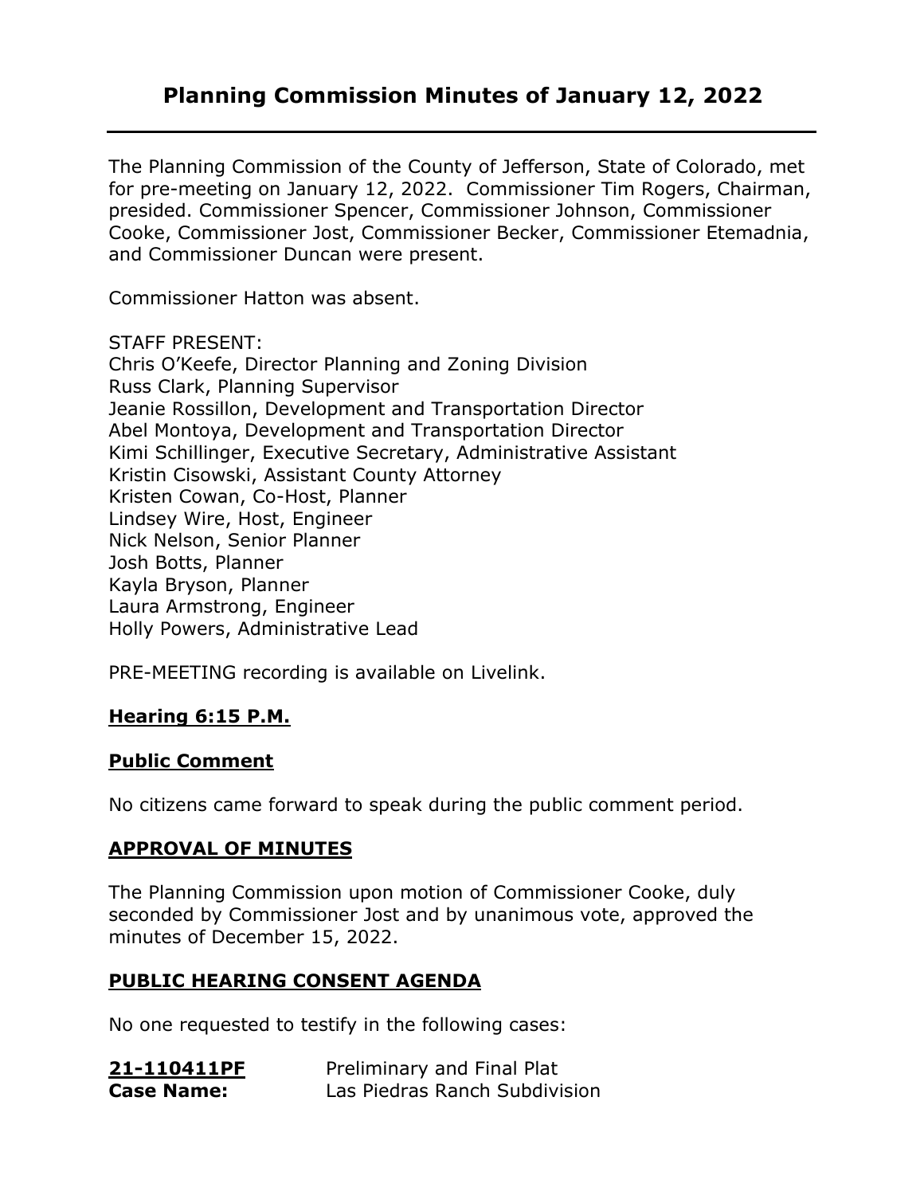# Planning Commission Minutes of January 12, 2022

The Planning Commission of the County of Jefferson, State of Colorado, met for pre-meeting on January 12, 2022. Commissioner Tim Rogers, Chairman, presided. Commissioner Spencer, Commissioner Johnson, Commissioner Cooke, Commissioner Jost, Commissioner Becker, Commissioner Etemadnia, and Commissioner Duncan were present.

Commissioner Hatton was absent.

STAFF PRESENT:
Chris O'Keefe, Director Planning and Zoning Division
Russ Clark, Planning Supervisor
Jeanie Rossillon, Development and Transportation Director
Abel Montoya, Development and Transportation Director
Kimi Schillinger, Executive Secretary, Administrative Assistant
Kristin Cisowski, Assistant County Attorney
Kristen Cowan, Co-Host, Planner
Lindsey Wire, Host, Engineer
Nick Nelson, Senior Planner
Josh Botts, Planner
Kayla Bryson, Planner
Laura Armstrong, Engineer
Holly Powers, Administrative Lead

PRE-MEETING recording is available on Livelink.

## **Hearing 6:15 P.M.**

## **Public Comment**

No citizens came forward to speak during the public comment period.

## **APPROVAL OF MINUTES**

The Planning Commission upon motion of Commissioner Cooke, duly seconded by Commissioner Jost and by unanimous vote, approved the minutes of December 15, 2022.

## **PUBLIC HEARING CONSENT AGENDA**

No one requested to testify in the following cases:

**21-110411PF** Preliminary and Final Plat
**Case Name:** Las Piedras Ranch Subdivision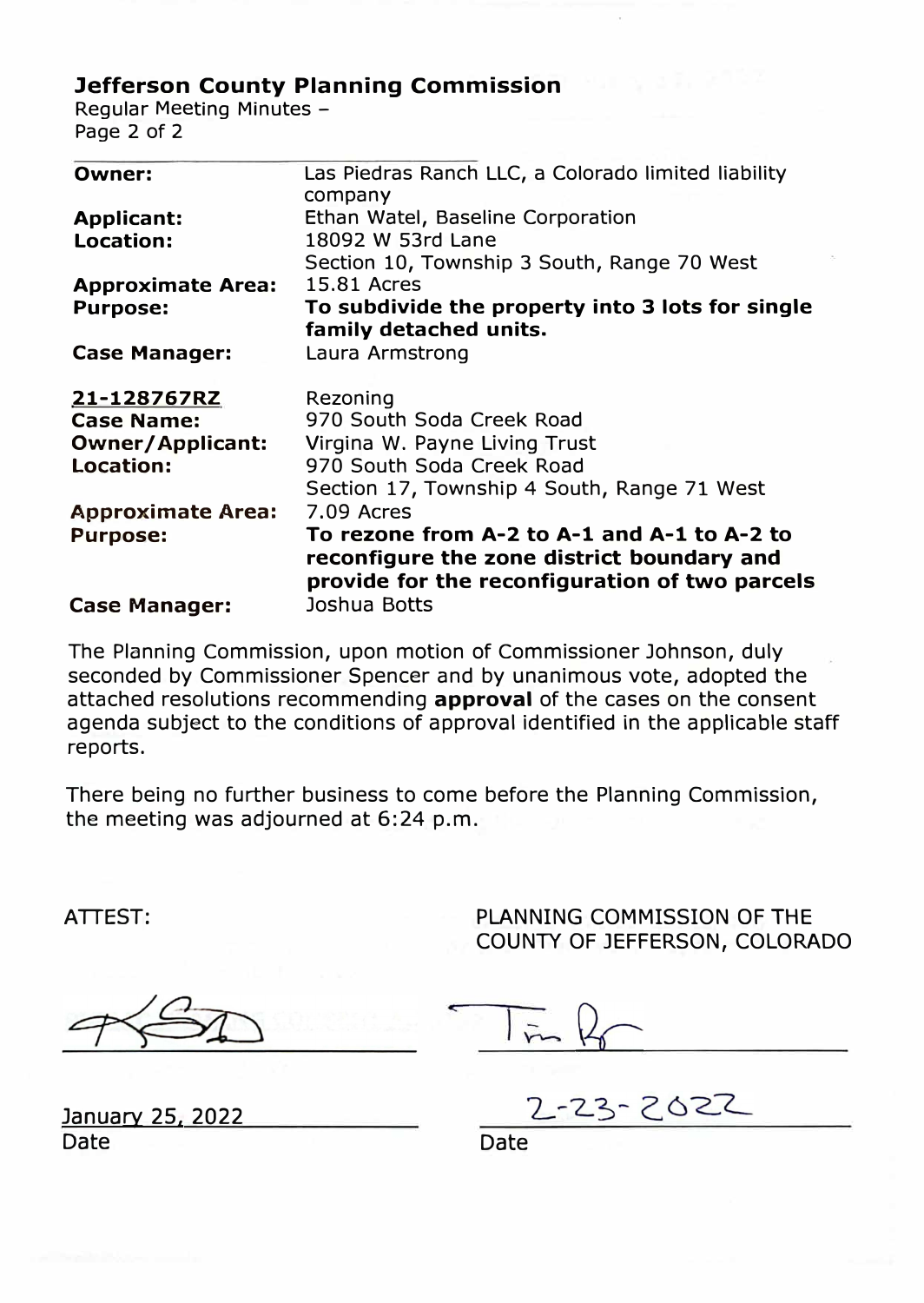**Jefferson County Planning Commission**
Regular Meeting Minutes –

| | |
|---|---|
| **Owner:** | Las Piedras Ranch LLC, a Colorado limited liability company |
| **Applicant:** | Ethan Watel, Baseline Corporation |
| **Location:** | 18092 W 53rd Lane<br>Section 10, Township 3 South, Range 70 West |
| **Approximate Area:** | 15.81 Acres |
| **Purpose:** | **To subdivide the property into 3 lots for single family detached units.** |
| **Case Manager:** | Laura Armstrong |
| **21-128767RZ** | Rezoning |
| **Case Name:** | 970 South Soda Creek Road |
| **Owner/Applicant:** | Virgina W. Payne Living Trust |
| **Location:** | 970 South Soda Creek Road<br>Section 17, Township 4 South, Range 71 West |
| **Approximate Area:** | 7.09 Acres |
| **Purpose:** | **To rezone from A-2 to A-1 and A-1 to A-2 to reconfigure the zone district boundary and provide for the reconfiguration of two parcels** |
| **Case Manager:** | Joshua Botts |

The Planning Commission, upon motion of Commissioner Johnson, duly seconded by Commissioner Spencer and by unanimous vote, adopted the attached resolutions recommending **approval** of the cases on the consent agenda subject to the conditions of approval identified in the applicable staff reports.

There being no further business to come before the Planning Commission, the meeting was adjourned at 6:24 p.m.

ATTEST:

PLANNING COMMISSION OF THE COUNTY OF JEFFERSON, COLORADO

January 25, 2022
Date

2-23-2022
Date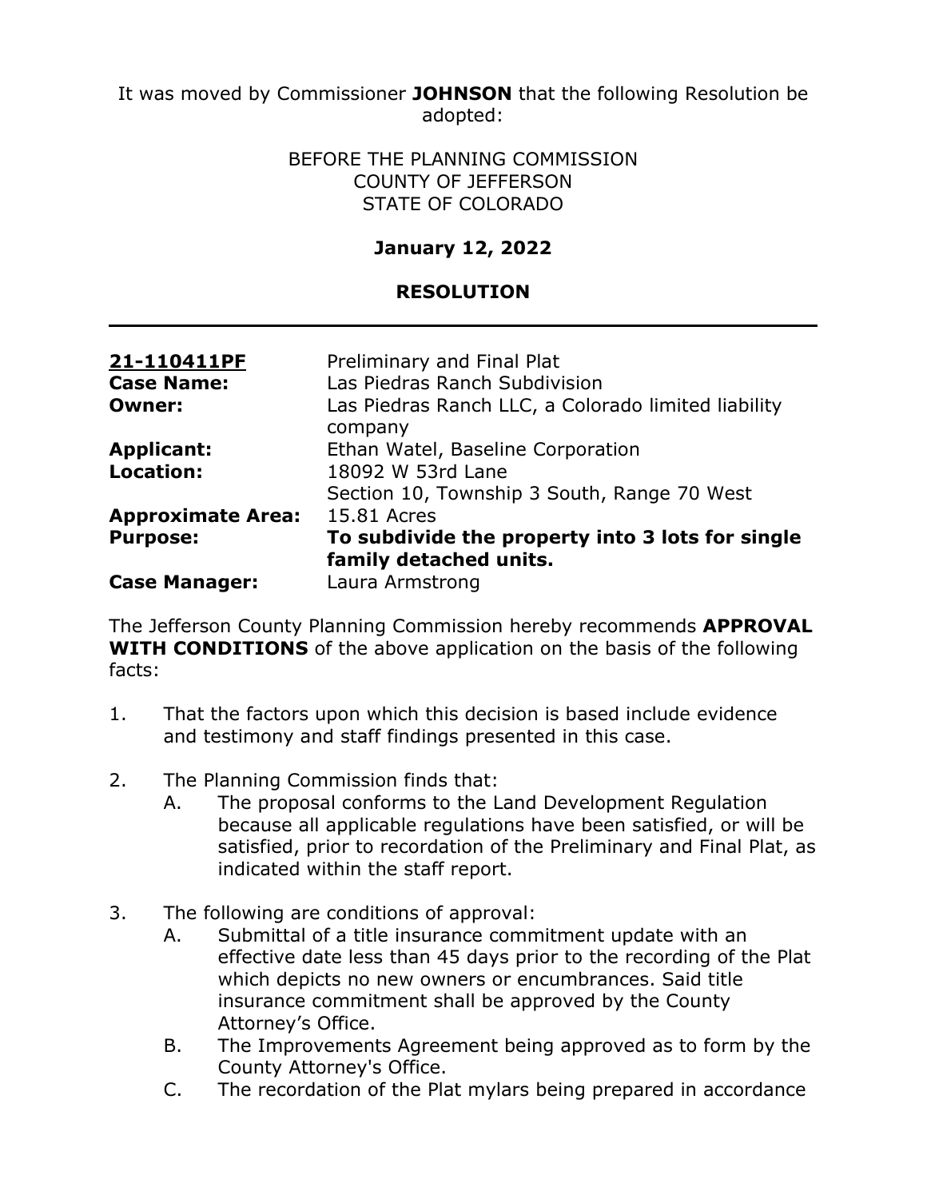It was moved by Commissioner **JOHNSON** that the following Resolution be adopted:

BEFORE THE PLANNING COMMISSION
COUNTY OF JEFFERSON
STATE OF COLORADO

**January 12, 2022**

**RESOLUTION**

| | |
|---|---|
| **21-110411PF** | Preliminary and Final Plat |
| **Case Name:** | Las Piedras Ranch Subdivision |
| **Owner:** | Las Piedras Ranch LLC, a Colorado limited liability company |
| **Applicant:** | Ethan Watel, Baseline Corporation |
| **Location:** | 18092 W 53rd Lane<br>Section 10, Township 3 South, Range 70 West |
| **Approximate Area:** | 15.81 Acres |
| **Purpose:** | **To subdivide the property into 3 lots for single family detached units.** |
| **Case Manager:** | Laura Armstrong |

The Jefferson County Planning Commission hereby recommends **APPROVAL WITH CONDITIONS** of the above application on the basis of the following facts:

1. That the factors upon which this decision is based include evidence and testimony and staff findings presented in this case.

2. The Planning Commission finds that:
   A. The proposal conforms to the Land Development Regulation because all applicable regulations have been satisfied, or will be satisfied, prior to recordation of the Preliminary and Final Plat, as indicated within the staff report.

3. The following are conditions of approval:
   A. Submittal of a title insurance commitment update with an effective date less than 45 days prior to the recording of the Plat which depicts no new owners or encumbrances. Said title insurance commitment shall be approved by the County Attorney's Office.
   B. The Improvements Agreement being approved as to form by the County Attorney's Office.
   C. The recordation of the Plat mylars being prepared in accordance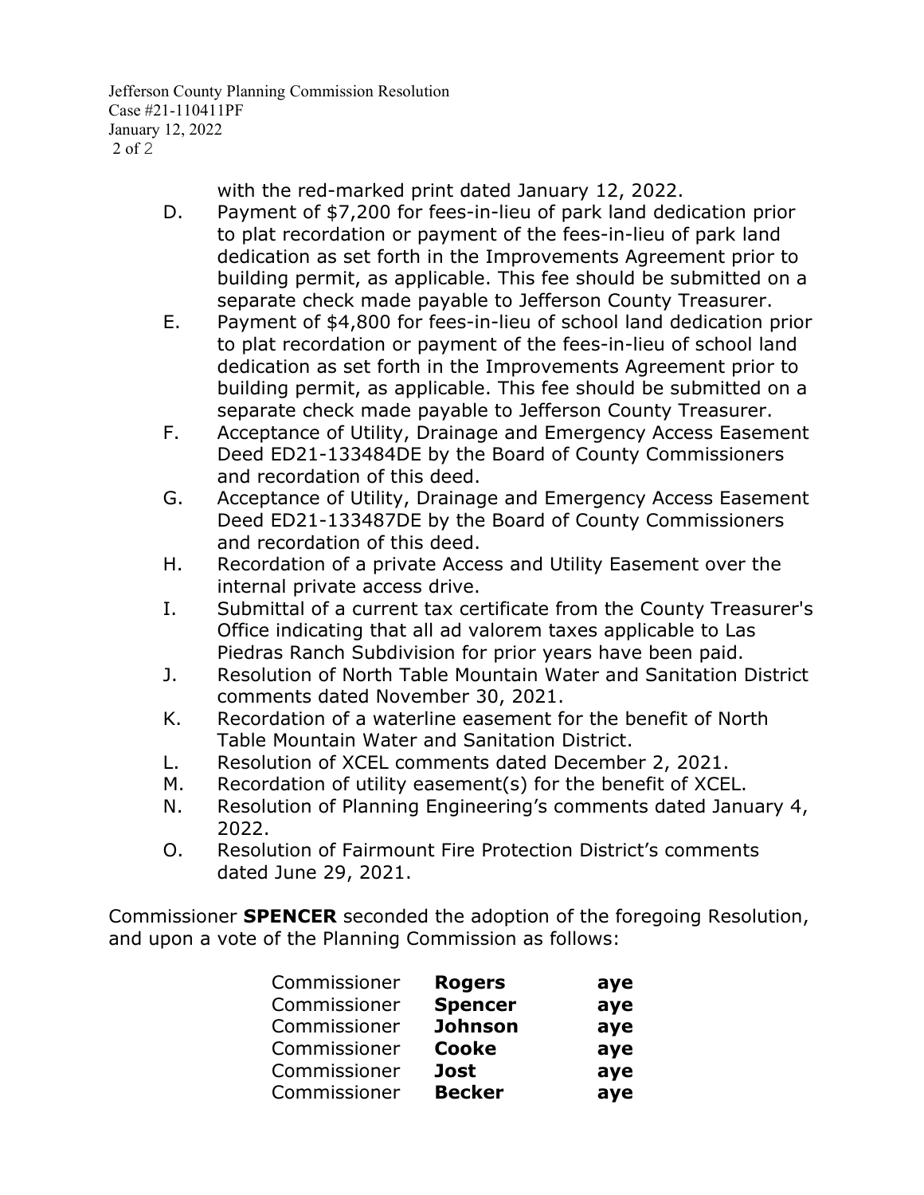with the red-marked print dated January 12, 2022.

D. Payment of $7,200 for fees-in-lieu of park land dedication prior to plat recordation or payment of the fees-in-lieu of park land dedication as set forth in the Improvements Agreement prior to building permit, as applicable. This fee should be submitted on a separate check made payable to Jefferson County Treasurer.

E. Payment of $4,800 for fees-in-lieu of school land dedication prior to plat recordation or payment of the fees-in-lieu of school land dedication as set forth in the Improvements Agreement prior to building permit, as applicable. This fee should be submitted on a separate check made payable to Jefferson County Treasurer.

F. Acceptance of Utility, Drainage and Emergency Access Easement Deed ED21-133484DE by the Board of County Commissioners and recordation of this deed.

G. Acceptance of Utility, Drainage and Emergency Access Easement Deed ED21-133487DE by the Board of County Commissioners and recordation of this deed.

H. Recordation of a private Access and Utility Easement over the internal private access drive.

I. Submittal of a current tax certificate from the County Treasurer's Office indicating that all ad valorem taxes applicable to Las Piedras Ranch Subdivision for prior years have been paid.

J. Resolution of North Table Mountain Water and Sanitation District comments dated November 30, 2021.

K. Recordation of a waterline easement for the benefit of North Table Mountain Water and Sanitation District.

L. Resolution of XCEL comments dated December 2, 2021.

M. Recordation of utility easement(s) for the benefit of XCEL.

N. Resolution of Planning Engineering's comments dated January 4, 2022.

O. Resolution of Fairmount Fire Protection District's comments dated June 29, 2021.

Commissioner **SPENCER** seconded the adoption of the foregoing Resolution, and upon a vote of the Planning Commission as follows:

| | | |
|---|---|---|
| Commissioner | **Rogers** | **aye** |
| Commissioner | **Spencer** | **aye** |
| Commissioner | **Johnson** | **aye** |
| Commissioner | **Cooke** | **aye** |
| Commissioner | **Jost** | **aye** |
| Commissioner | **Becker** | **aye** |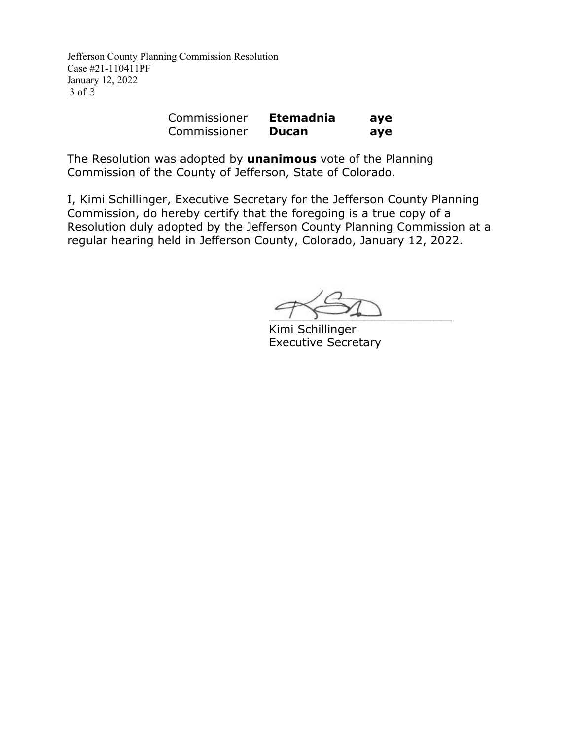| Commissioner | **Etemadnia** | **aye** |
|---|---|---|
| Commissioner | **Ducan** | **aye** |

The Resolution was adopted by **unanimous** vote of the Planning Commission of the County of Jefferson, State of Colorado.

I, Kimi Schillinger, Executive Secretary for the Jefferson County Planning Commission, do hereby certify that the foregoing is a true copy of a Resolution duly adopted by the Jefferson County Planning Commission at a regular hearing held in Jefferson County, Colorado, January 12, 2022.

\_\_\_\_\_\_\_\_\_\_\_\_\_\_\_\_\_\_\_\_\_\_\_\_\_\_
Kimi Schillinger
Executive Secretary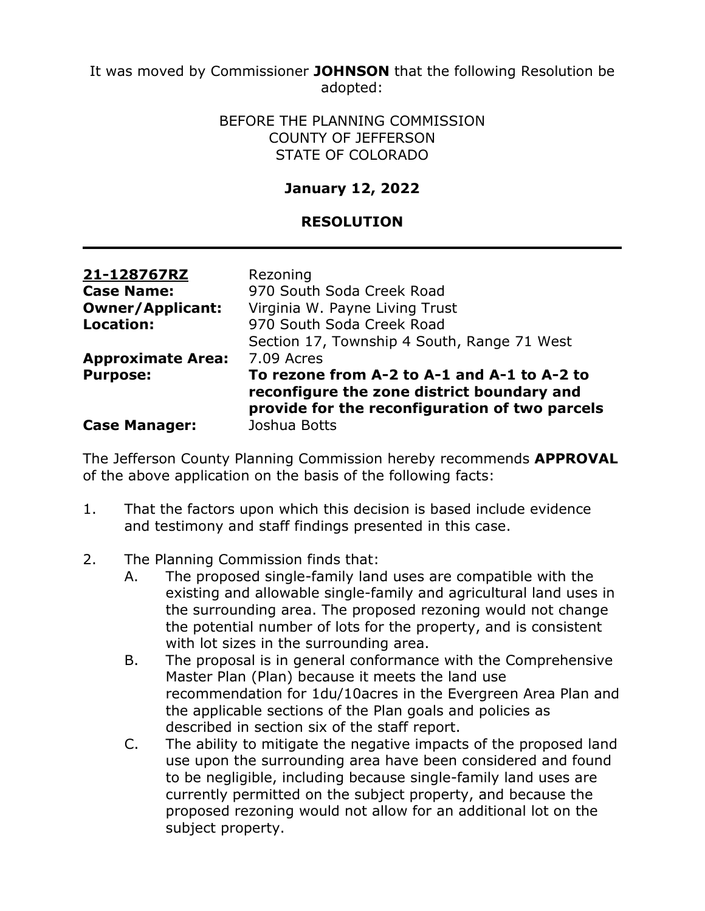It was moved by Commissioner **JOHNSON** that the following Resolution be adopted:

BEFORE THE PLANNING COMMISSION
COUNTY OF JEFFERSON
STATE OF COLORADO

**January 12, 2022**

**RESOLUTION**

---

| **21-128767RZ** | Rezoning |
|---|---|
| **Case Name:** | 970 South Soda Creek Road |
| **Owner/Applicant:** | Virginia W. Payne Living Trust |
| **Location:** | 970 South Soda Creek Road<br>Section 17, Township 4 South, Range 71 West |
| **Approximate Area:** | 7.09 Acres |
| **Purpose:** | **To rezone from A-2 to A-1 and A-1 to A-2 to reconfigure the zone district boundary and provide for the reconfiguration of two parcels** |
| **Case Manager:** | Joshua Botts |

The Jefferson County Planning Commission hereby recommends **APPROVAL** of the above application on the basis of the following facts:

1. That the factors upon which this decision is based include evidence and testimony and staff findings presented in this case.

2. The Planning Commission finds that:
   A. The proposed single-family land uses are compatible with the existing and allowable single-family and agricultural land uses in the surrounding area. The proposed rezoning would not change the potential number of lots for the property, and is consistent with lot sizes in the surrounding area.
   B. The proposal is in general conformance with the Comprehensive Master Plan (Plan) because it meets the land use recommendation for 1du/10acres in the Evergreen Area Plan and the applicable sections of the Plan goals and policies as described in section six of the staff report.
   C. The ability to mitigate the negative impacts of the proposed land use upon the surrounding area have been considered and found to be negligible, including because single-family land uses are currently permitted on the subject property, and because the proposed rezoning would not allow for an additional lot on the subject property.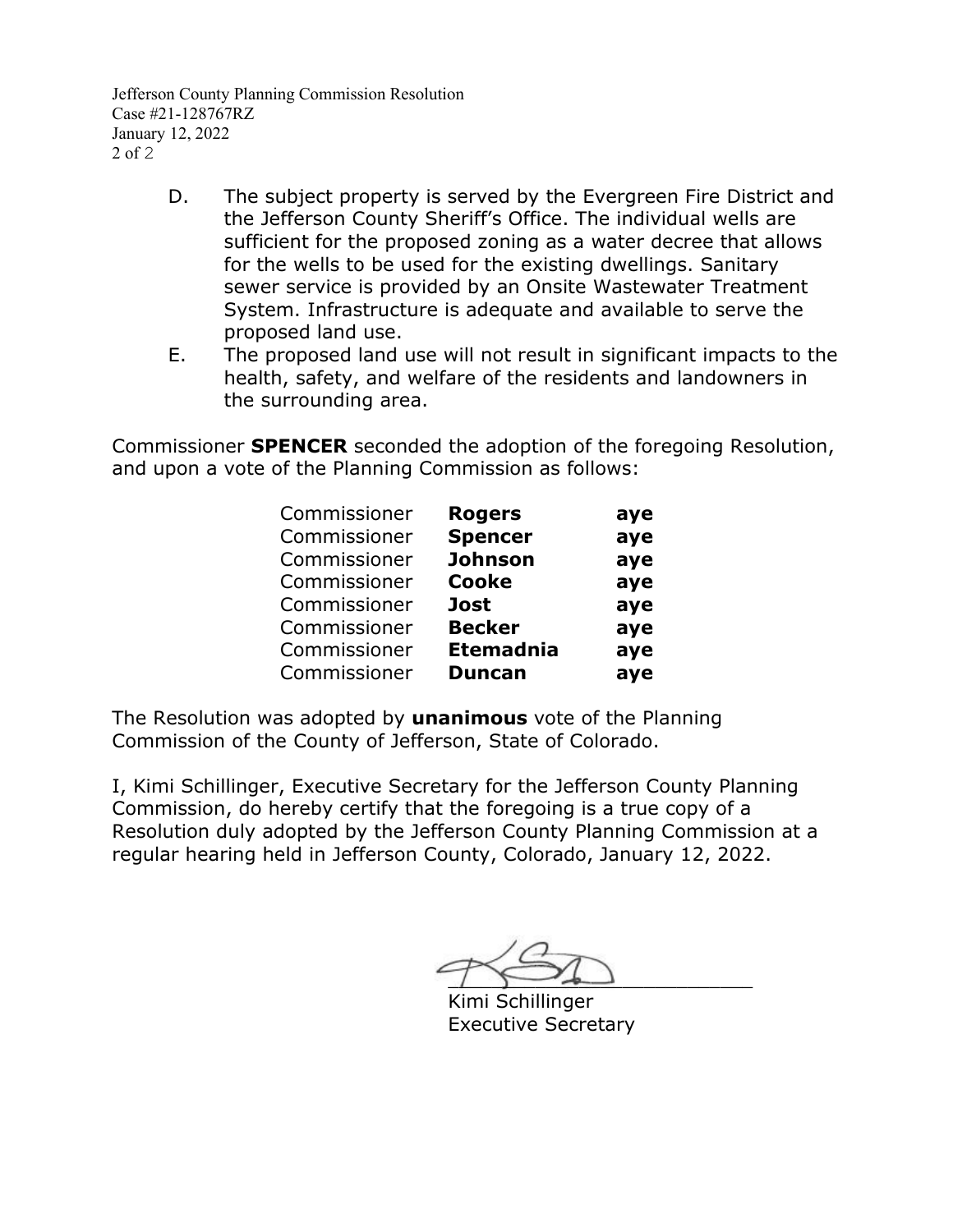D. The subject property is served by the Evergreen Fire District and the Jefferson County Sheriff's Office. The individual wells are sufficient for the proposed zoning as a water decree that allows for the wells to be used for the existing dwellings. Sanitary sewer service is provided by an Onsite Wastewater Treatment System. Infrastructure is adequate and available to serve the proposed land use.

E. The proposed land use will not result in significant impacts to the health, safety, and welfare of the residents and landowners in the surrounding area.

Commissioner **SPENCER** seconded the adoption of the foregoing Resolution, and upon a vote of the Planning Commission as follows:

| | | |
|---|---|---|
| Commissioner | **Rogers** | **aye** |
| Commissioner | **Spencer** | **aye** |
| Commissioner | **Johnson** | **aye** |
| Commissioner | **Cooke** | **aye** |
| Commissioner | **Jost** | **aye** |
| Commissioner | **Becker** | **aye** |
| Commissioner | **Etemadnia** | **aye** |
| Commissioner | **Duncan** | **aye** |

The Resolution was adopted by **unanimous** vote of the Planning Commission of the County of Jefferson, State of Colorado.

I, Kimi Schillinger, Executive Secretary for the Jefferson County Planning Commission, do hereby certify that the foregoing is a true copy of a Resolution duly adopted by the Jefferson County Planning Commission at a regular hearing held in Jefferson County, Colorado, January 12, 2022.

\_\_\_\_\_\_\_\_\_\_\_\_\_\_\_\_\_\_\_\_\_\_\_\_\_\_

Kimi Schillinger
Executive Secretary